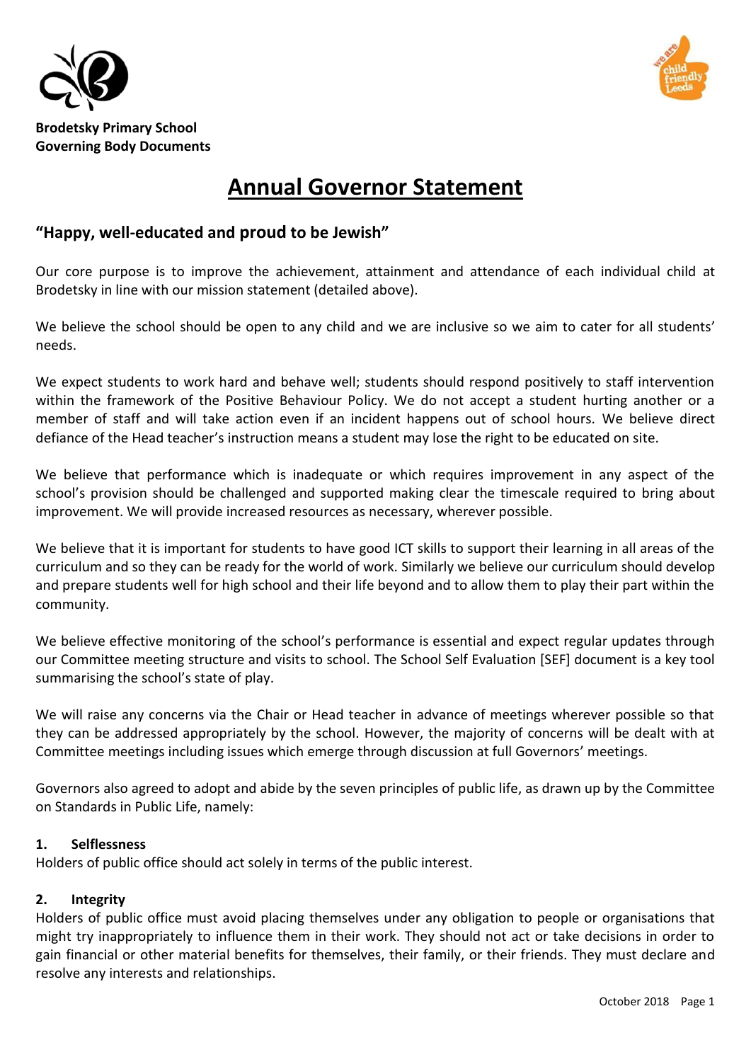**Brodetsky Primary School**
**Governing Body Documents**

# Annual Governor Statement

## "Happy, well-educated and proud to be Jewish"

Our core purpose is to improve the achievement, attainment and attendance of each individual child at Brodetsky in line with our mission statement (detailed above).

We believe the school should be open to any child and we are inclusive so we aim to cater for all students' needs.

We expect students to work hard and behave well; students should respond positively to staff intervention within the framework of the Positive Behaviour Policy. We do not accept a student hurting another or a member of staff and will take action even if an incident happens out of school hours. We believe direct defiance of the Head teacher's instruction means a student may lose the right to be educated on site.

We believe that performance which is inadequate or which requires improvement in any aspect of the school's provision should be challenged and supported making clear the timescale required to bring about improvement. We will provide increased resources as necessary, wherever possible.

We believe that it is important for students to have good ICT skills to support their learning in all areas of the curriculum and so they can be ready for the world of work. Similarly we believe our curriculum should develop and prepare students well for high school and their life beyond and to allow them to play their part within the community.

We believe effective monitoring of the school's performance is essential and expect regular updates through our Committee meeting structure and visits to school. The School Self Evaluation [SEF] document is a key tool summarising the school's state of play.

We will raise any concerns via the Chair or Head teacher in advance of meetings wherever possible so that they can be addressed appropriately by the school. However, the majority of concerns will be dealt with at Committee meetings including issues which emerge through discussion at full Governors' meetings.

Governors also agreed to adopt and abide by the seven principles of public life, as drawn up by the Committee on Standards in Public Life, namely:

**1. Selflessness**
Holders of public office should act solely in terms of the public interest.

**2. Integrity**
Holders of public office must avoid placing themselves under any obligation to people or organisations that might try inappropriately to influence them in their work. They should not act or take decisions in order to gain financial or other material benefits for themselves, their family, or their friends. They must declare and resolve any interests and relationships.

October 2018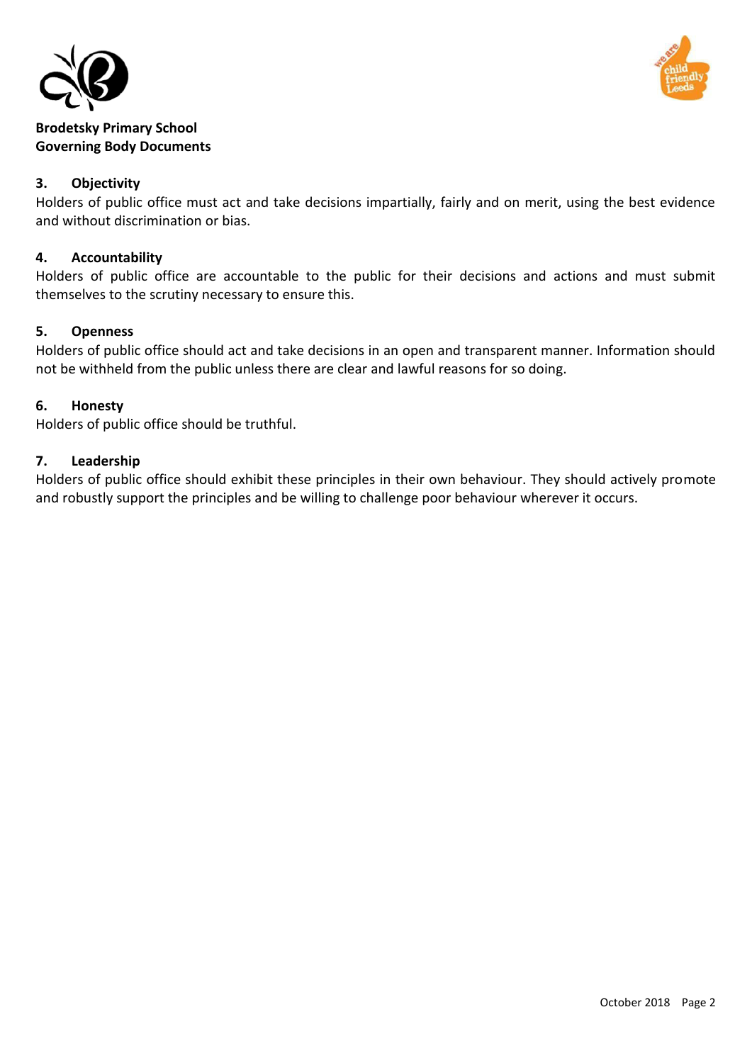### 3. Objectivity

Holders of public office must act and take decisions impartially, fairly and on merit, using the best evidence and without discrimination or bias.

### 4. Accountability

Holders of public office are accountable to the public for their decisions and actions and must submit themselves to the scrutiny necessary to ensure this.

### 5. Openness

Holders of public office should act and take decisions in an open and transparent manner. Information should not be withheld from the public unless there are clear and lawful reasons for so doing.

### 6. Honesty

Holders of public office should be truthful.

### 7. Leadership

Holders of public office should exhibit these principles in their own behaviour. They should actively promote and robustly support the principles and be willing to challenge poor behaviour wherever it occurs.